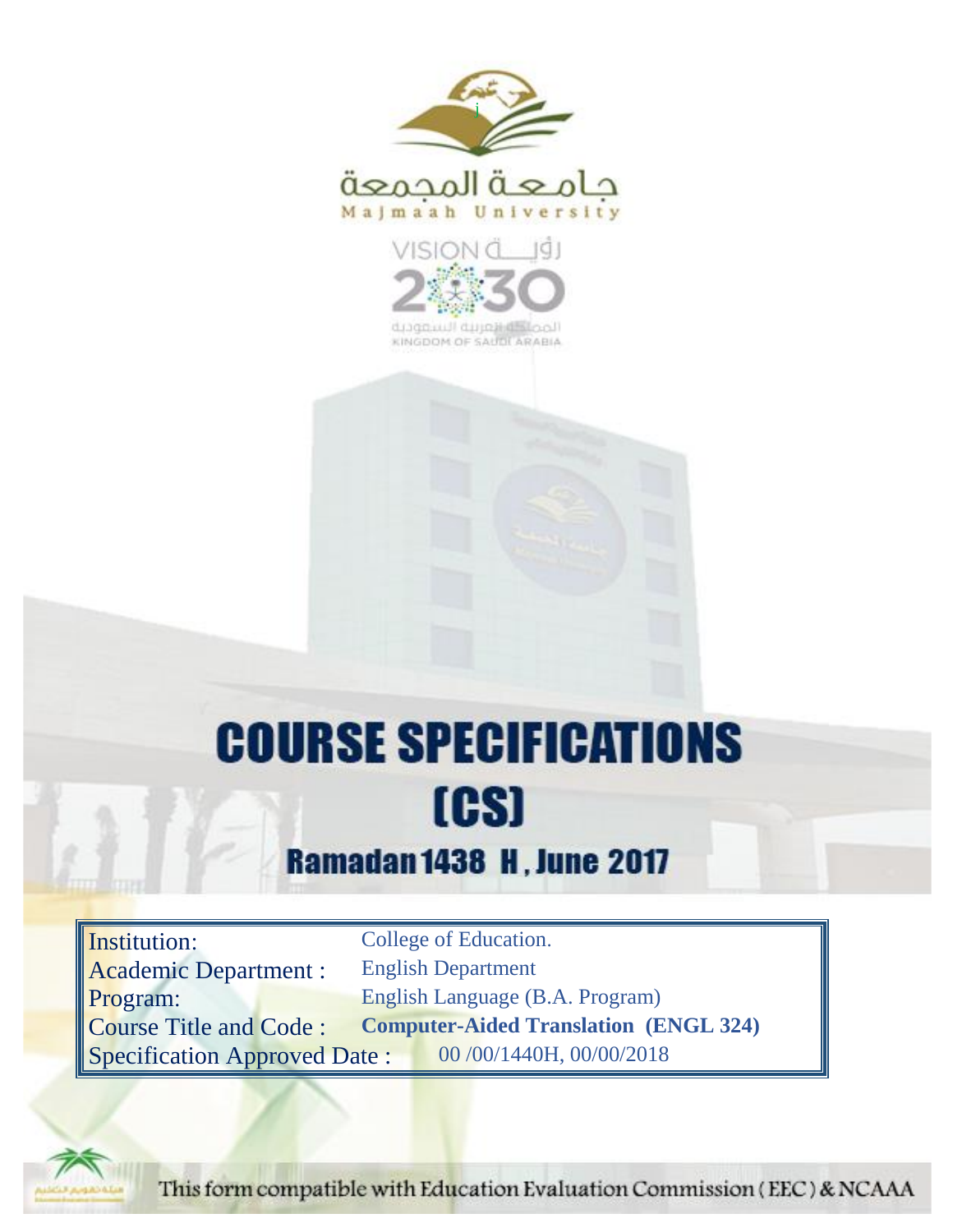جامعة المجمعة
Majmaah University

VISION رؤية 2030
المملكة العربية السعودية
KINGDOM OF SAUDI ARABIA

# COURSE SPECIFICATIONS (CS)

## Ramadan 1438 H , June 2017

| | |
|---|---|
| Institution: | College of Education. |
| Academic Department : | English Department |
| Program: | English Language (B.A. Program) |
| Course Title and Code : | **Computer-Aided Translation (ENGL 324)** |
| Specification Approved Date : | 00 /00/1440H, 00/00/2018 |

This form compatible with Education Evaluation Commission ( EEC ) & NCAAA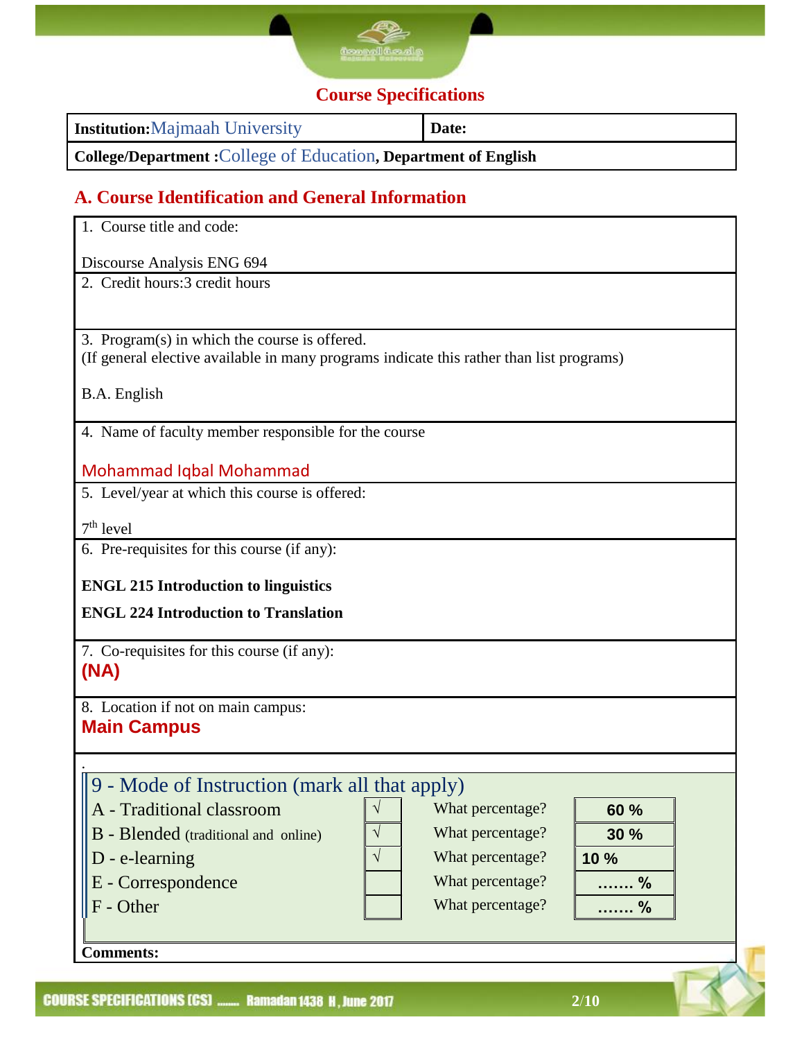## Course Specifications

| **Institution:** Majmaah University | **Date:** |
|---|---|
| **College/Department :** College of Education, **Department of English** | |

## A. Course Identification and General Information

1. Course title and code:

Discourse Analysis ENG 694

2. Credit hours:3 credit hours

3. Program(s) in which the course is offered.
(If general elective available in many programs indicate this rather than list programs)

B.A. English

4. Name of faculty member responsible for the course

Mohammad Iqbal Mohammad

5. Level/year at which this course is offered:

7th level

6. Pre-requisites for this course (if any):

**ENGL 215 Introduction to linguistics**

**ENGL 224 Introduction to Translation**

7. Co-requisites for this course (if any):
**(NA)**

8. Location if not on main campus:
**Main Campus**

.

### 9 - Mode of Instruction (mark all that apply)

| Mode | | | |
|---|---|---|---|
| A - Traditional classroom | √ | What percentage? | **60 %** |
| B - Blended (traditional and online) | √ | What percentage? | **30 %** |
| D - e-learning | √ | What percentage? | **10 %** |
| E - Correspondence | | What percentage? | **……. %** |
| F - Other | | What percentage? | **……. %** |

**Comments:**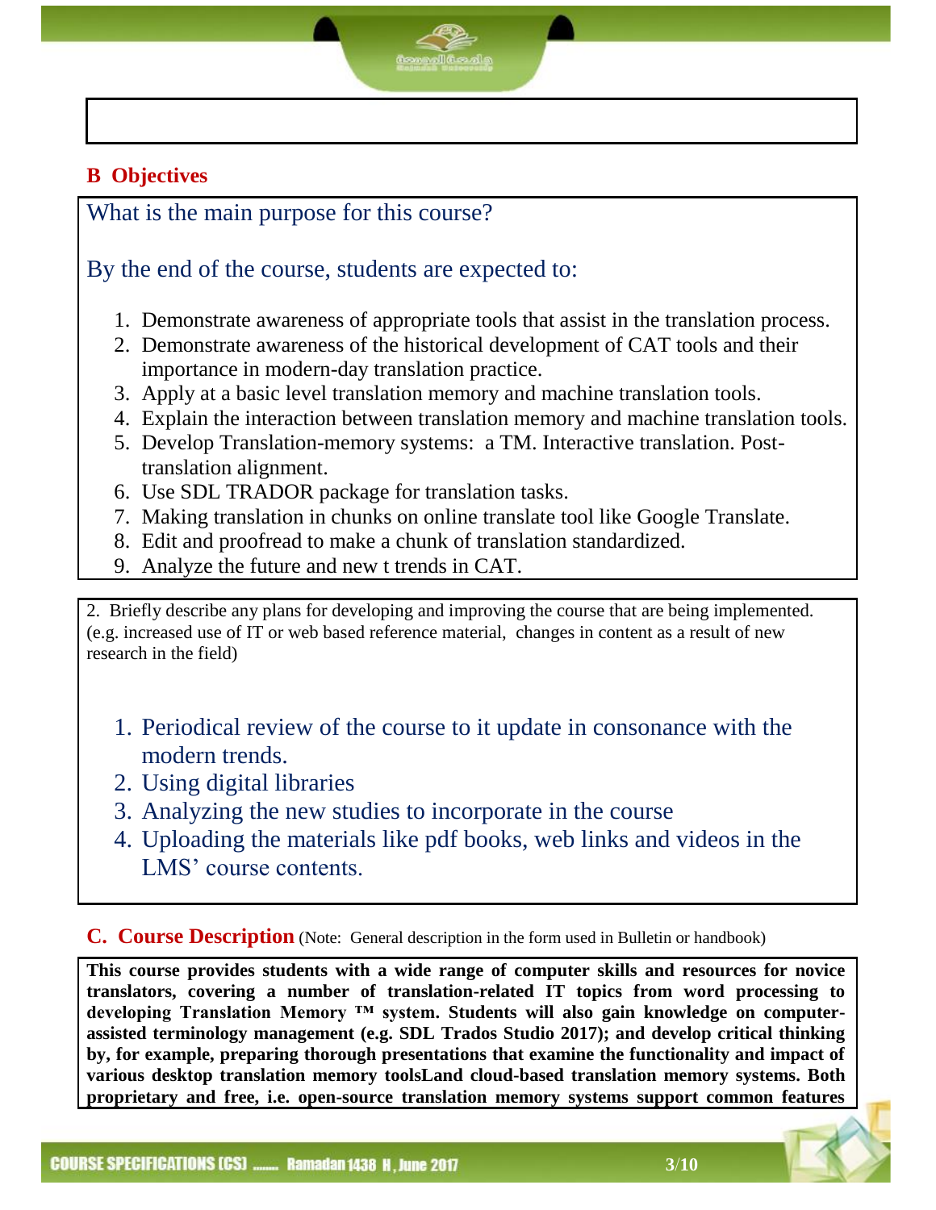## B Objectives

What is the main purpose for this course?

By the end of the course, students are expected to:

1. Demonstrate awareness of appropriate tools that assist in the translation process.
2. Demonstrate awareness of the historical development of CAT tools and their importance in modern-day translation practice.
3. Apply at a basic level translation memory and machine translation tools.
4. Explain the interaction between translation memory and machine translation tools.
5. Develop Translation-memory systems: a TM. Interactive translation. Post-translation alignment.
6. Use SDL TRADOR package for translation tasks.
7. Making translation in chunks on online translate tool like Google Translate.
8. Edit and proofread to make a chunk of translation standardized.
9. Analyze the future and new t trends in CAT.

2. Briefly describe any plans for developing and improving the course that are being implemented. (e.g. increased use of IT or web based reference material, changes in content as a result of new research in the field)

1. Periodical review of the course to it update in consonance with the modern trends.
2. Using digital libraries
3. Analyzing the new studies to incorporate in the course
4. Uploading the materials like pdf books, web links and videos in the LMS' course contents.

## C. Course Description (Note: General description in the form used in Bulletin or handbook)

**This course provides students with a wide range of computer skills and resources for novice translators, covering a number of translation-related IT topics from word processing to developing Translation Memory ™ system. Students will also gain knowledge on computer-assisted terminology management (e.g. SDL Trados Studio 2017); and develop critical thinking by, for example, preparing thorough presentations that examine the functionality and impact of various desktop translation memory toolsLand cloud-based translation memory systems. Both proprietary and free, i.e. open-source translation memory systems support common features**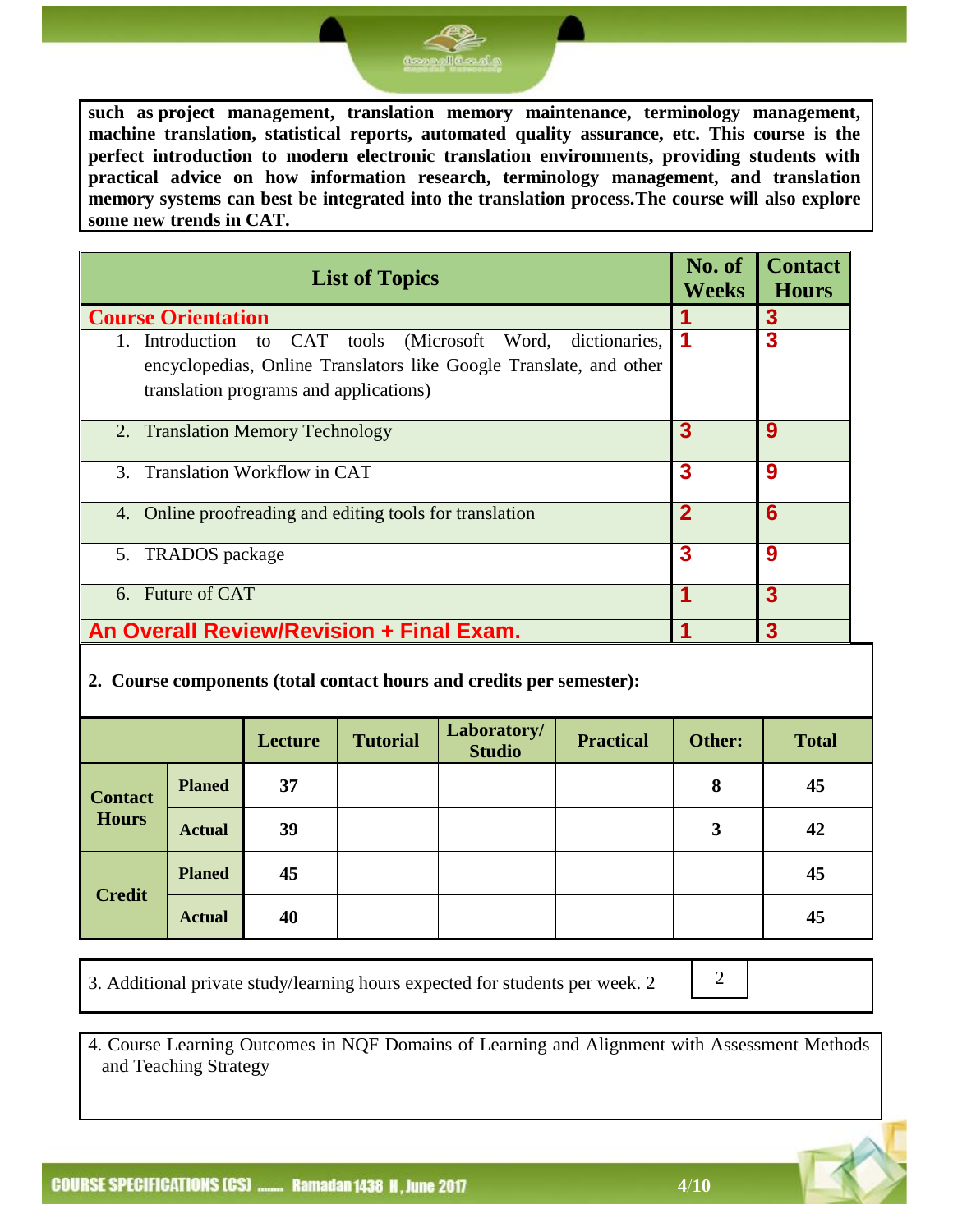**such as project management, translation memory maintenance, terminology management, machine translation, statistical reports, automated quality assurance, etc. This course is the perfect introduction to modern electronic translation environments, providing students with practical advice on how information research, terminology management, and translation memory systems can best be integrated into the translation process.The course will also explore some new trends in CAT.**

| List of Topics | No. of Weeks | Contact Hours |
|---|---|---|
| **Course Orientation** | **1** | **3** |
| 1. Introduction to CAT tools (Microsoft Word, dictionaries, encyclopedias, Online Translators like Google Translate, and other translation programs and applications) | **1** | **3** |
| 2. Translation Memory Technology | **3** | **9** |
| 3. Translation Workflow in CAT | **3** | **9** |
| 4. Online proofreading and editing tools for translation | **2** | **6** |
| 5. TRADOS package | **3** | **9** |
| 6. Future of CAT | **1** | **3** |
| **An Overall Review/Revision + Final Exam.** | **1** | **3** |

**2. Course components (total contact hours and credits per semester):**

| | | Lecture | Tutorial | Laboratory/ Studio | Practical | Other: | Total |
|---|---|---|---|---|---|---|---|
| **Contact Hours** | **Planed** | **37** | | | | **8** | **45** |
| | **Actual** | **39** | | | | **3** | **42** |
| **Credit** | **Planed** | **45** | | | | | **45** |
| | **Actual** | **40** | | | | | **45** |

3. Additional private study/learning hours expected for students per week. 2 | 2

4. Course Learning Outcomes in NQF Domains of Learning and Alignment with Assessment Methods and Teaching Strategy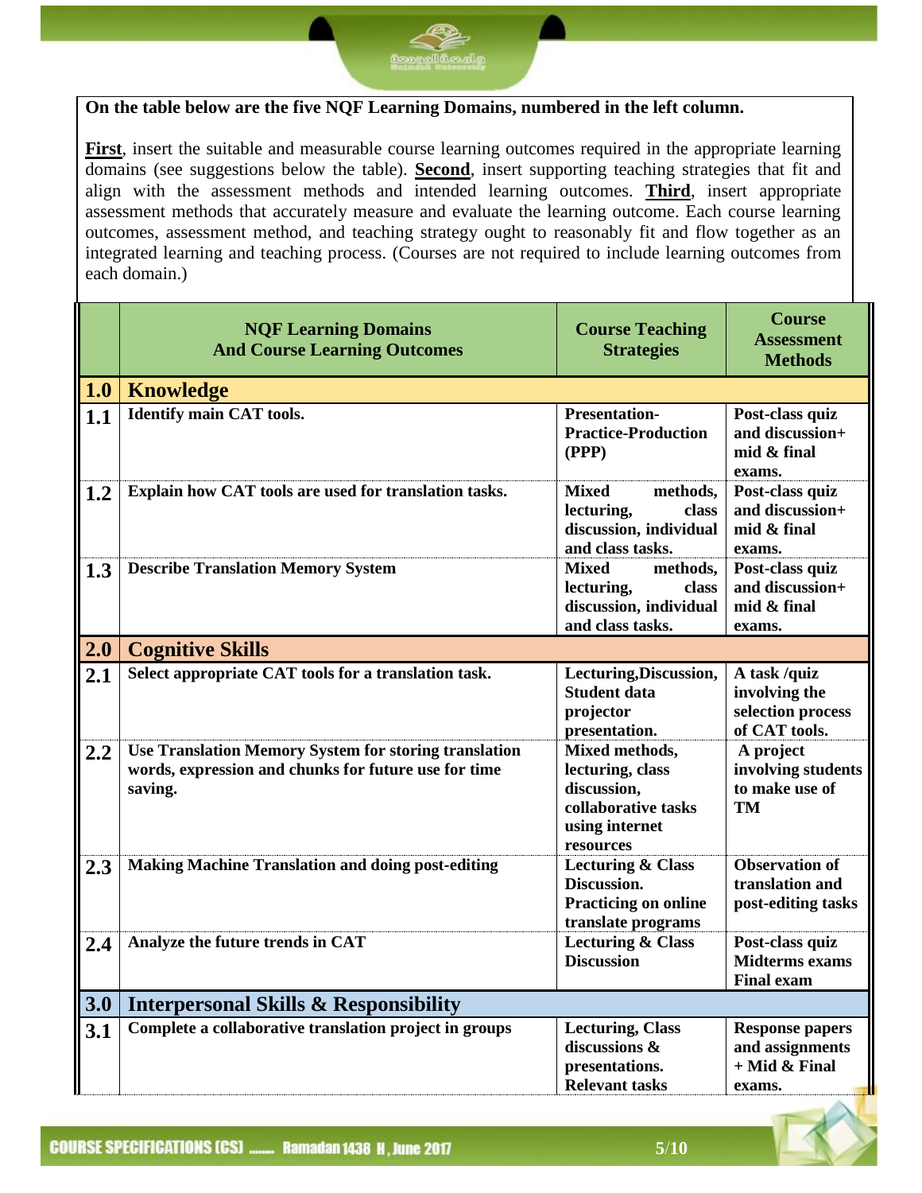**On the table below are the five NQF Learning Domains, numbered in the left column.**

**First**, insert the suitable and measurable course learning outcomes required in the appropriate learning domains (see suggestions below the table). **Second**, insert supporting teaching strategies that fit and align with the assessment methods and intended learning outcomes. **Third**, insert appropriate assessment methods that accurately measure and evaluate the learning outcome. Each course learning outcomes, assessment method, and teaching strategy ought to reasonably fit and flow together as an integrated learning and teaching process. (Courses are not required to include learning outcomes from each domain.)

| | NQF Learning Domains And Course Learning Outcomes | Course Teaching Strategies | Course Assessment Methods |
|---|---|---|---|
| **1.0** | **Knowledge** | | |
| **1.1** | **Identify main CAT tools.** | **Presentation-Practice-Production (PPP)** | **Post-class quiz and discussion+ mid & final exams.** |
| **1.2** | **Explain how CAT tools are used for translation tasks.** | **Mixed methods, lecturing, class discussion, individual and class tasks.** | **Post-class quiz and discussion+ mid & final exams.** |
| **1.3** | **Describe Translation Memory System** | **Mixed methods, lecturing, class discussion, individual and class tasks.** | **Post-class quiz and discussion+ mid & final exams.** |
| **2.0** | **Cognitive Skills** | | |
| **2.1** | **Select appropriate CAT tools for a translation task.** | **Lecturing,Discussion, Student data projector presentation.** | **A task /quiz involving the selection process of CAT tools.** |
| **2.2** | **Use Translation Memory System for storing translation words, expression and chunks for future use for time saving.** | **Mixed methods, lecturing, class discussion, collaborative tasks using internet resources** | **A project involving students to make use of TM** |
| **2.3** | **Making Machine Translation and doing post-editing** | **Lecturing & Class Discussion. Practicing on online translate programs** | **Observation of translation and post-editing tasks** |
| **2.4** | **Analyze the future trends in CAT** | **Lecturing & Class Discussion** | **Post-class quiz Midterms exams Final exam** |
| **3.0** | **Interpersonal Skills & Responsibility** | | |
| **3.1** | **Complete a collaborative translation project in groups** | **Lecturing, Class discussions & presentations. Relevant tasks** | **Response papers and assignments + Mid & Final exams.** |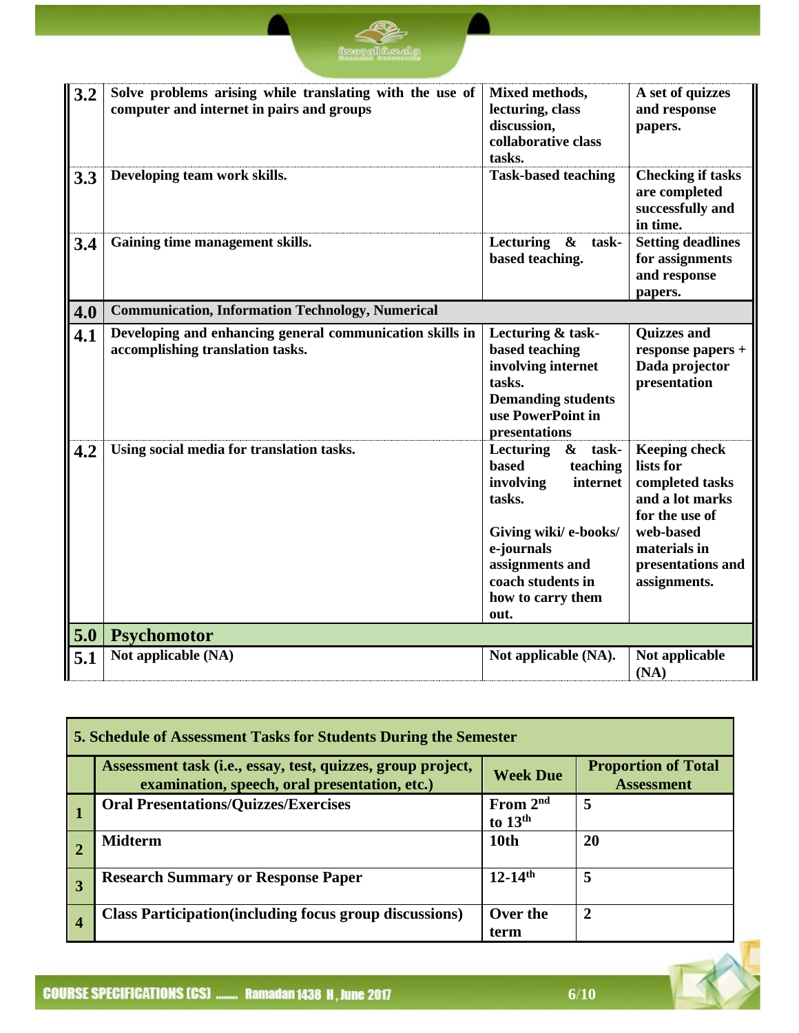| | | | |
|---|---|---|---|
| **3.2** | **Solve problems arising while translating with the use of computer and internet in pairs and groups** | **Mixed methods, lecturing, class discussion, collaborative class tasks.** | **A set of quizzes and response papers.** |
| **3.3** | **Developing team work skills.** | **Task-based teaching** | **Checking if tasks are completed successfully and in time.** |
| **3.4** | **Gaining time management skills.** | **Lecturing & task-based teaching.** | **Setting deadlines for assignments and response papers.** |
| **4.0** | **Communication, Information Technology, Numerical** | | |
| **4.1** | **Developing and enhancing general communication skills in accomplishing translation tasks.** | **Lecturing & task-based teaching involving internet tasks. Demanding students use PowerPoint in presentations** | **Quizzes and response papers + Dada projector presentation** |
| **4.2** | **Using social media for translation tasks.** | **Lecturing & task-based teaching involving internet tasks.<br><br>Giving wiki/ e-books/ e-journals assignments and coach students in how to carry them out.** | **Keeping check lists for completed tasks and a lot marks for the use of web-based materials in presentations and assignments.** |
| **5.0** | **Psychomotor** | | |
| **5.1** | **Not applicable (NA)** | **Not applicable (NA).** | **Not applicable (NA)** |

**5. Schedule of Assessment Tasks for Students During the Semester**

| | Assessment task (i.e., essay, test, quizzes, group project, examination, speech, oral presentation, etc.) | Week Due | Proportion of Total Assessment |
|---|---|---|---|
| **1** | **Oral Presentations/Quizzes/Exercises** | **From 2nd to 13th** | **5** |
| **2** | **Midterm** | **10th** | **20** |
| **3** | **Research Summary or Response Paper** | **12-14th** | **5** |
| **4** | **Class Participation(including focus group discussions)** | **Over the term** | **2** |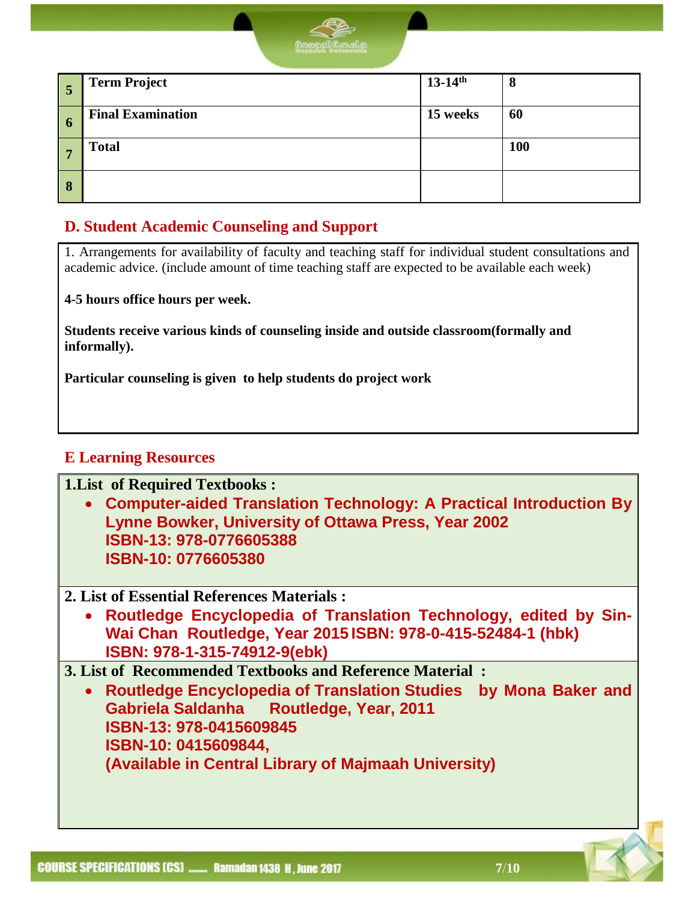| | | | |
|---|---|---|---|
| 5 | **Term Project** | **13-14th** | **8** |
| 6 | **Final Examination** | **15 weeks** | **60** |
| 7 | **Total** | | **100** |
| 8 | | | |

## D. Student Academic Counseling and Support

1. Arrangements for availability of faculty and teaching staff for individual student consultations and academic advice. (include amount of time teaching staff are expected to be available each week)

**4-5 hours office hours per week.**

**Students receive various kinds of counseling inside and outside classroom(formally and informally).**

**Particular counseling is given to help students do project work**

## E Learning Resources

**1.List of Required Textbooks :**

- **Computer-aided Translation Technology: A Practical Introduction By Lynne Bowker, University of Ottawa Press, Year 2002**
  **ISBN-13: 978-0776605388**
  **ISBN-10: 0776605380**

**2. List of Essential References Materials :**

- **Routledge Encyclopedia of Translation Technology, edited by Sin-Wai Chan Routledge, Year 2015 ISBN: 978-0-415-52484-1 (hbk)**
  **ISBN: 978-1-315-74912-9(ebk)**

**3. List of Recommended Textbooks and Reference Material :**

- **Routledge Encyclopedia of Translation Studies by Mona Baker and Gabriela Saldanha Routledge, Year, 2011**
  **ISBN-13: 978-0415609845**
  **ISBN-10: 0415609844,**
  **(Available in Central Library of Majmaah University)**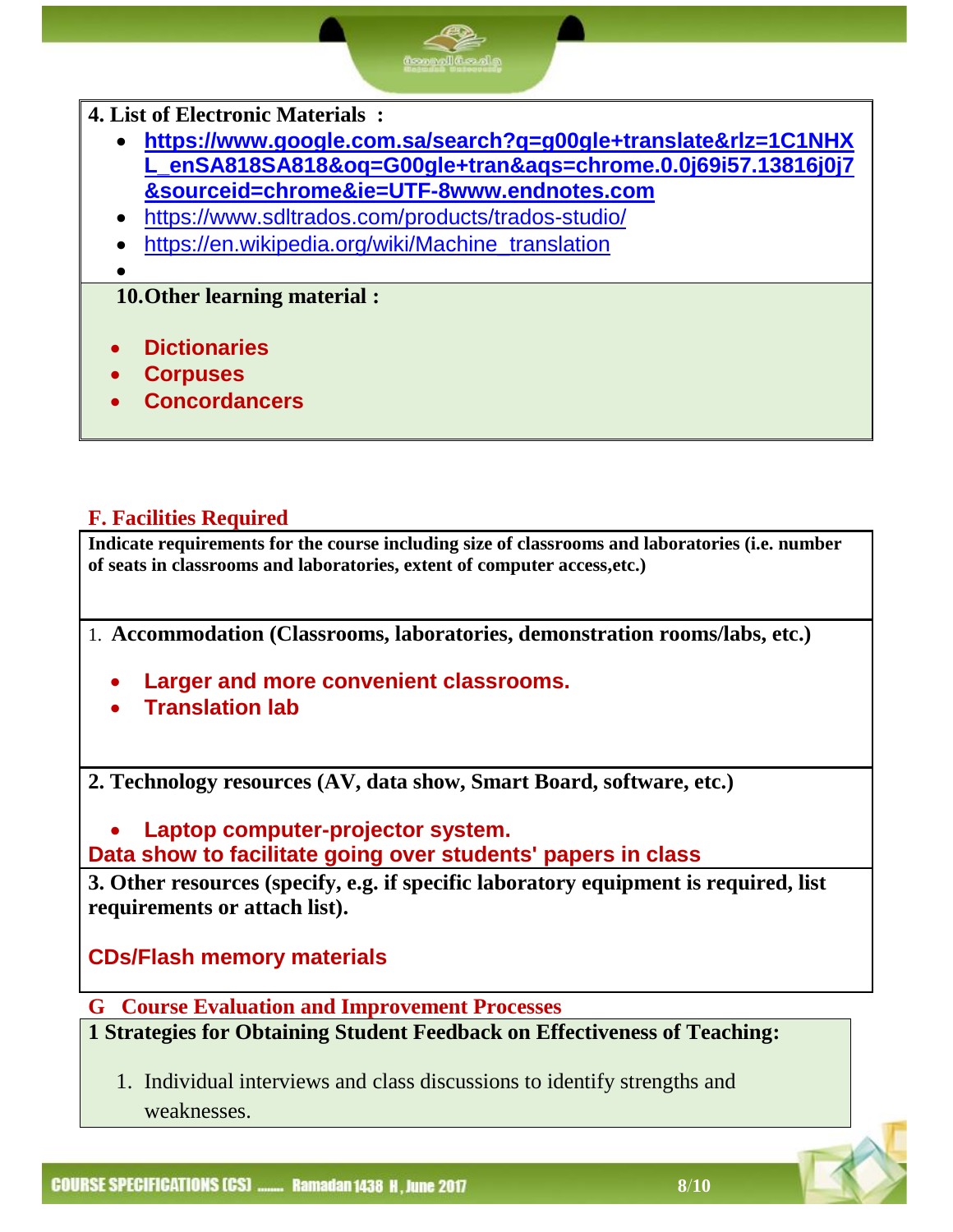**4. List of Electronic Materials :**

- **https://www.google.com.sa/search?q=g00gle+translate&rlz=1C1NHXL_enSA818SA818&oq=G00gle+tran&aqs=chrome.0.0j69i57.13816j0j7&sourceid=chrome&ie=UTF-8www.endnotes.com**
- https://www.sdltrados.com/products/trados-studio/
- https://en.wikipedia.org/wiki/Machine_translation
-

**10.Other learning material :**

- **Dictionaries**
- **Corpuses**
- **Concordancers**

## F. Facilities Required

**Indicate requirements for the course including size of classrooms and laboratories (i.e. number of seats in classrooms and laboratories, extent of computer access,etc.)**

1. **Accommodation (Classrooms, laboratories, demonstration rooms/labs, etc.)**

- **Larger and more convenient classrooms.**
- **Translation lab**

**2. Technology resources (AV, data show, Smart Board, software, etc.)**

- **Laptop computer-projector system.**

**Data show to facilitate going over students' papers in class**

**3. Other resources (specify, e.g. if specific laboratory equipment is required, list requirements or attach list).**

**CDs/Flash memory materials**

## G Course Evaluation and Improvement Processes

**1 Strategies for Obtaining Student Feedback on Effectiveness of Teaching:**

1. Individual interviews and class discussions to identify strengths and weaknesses.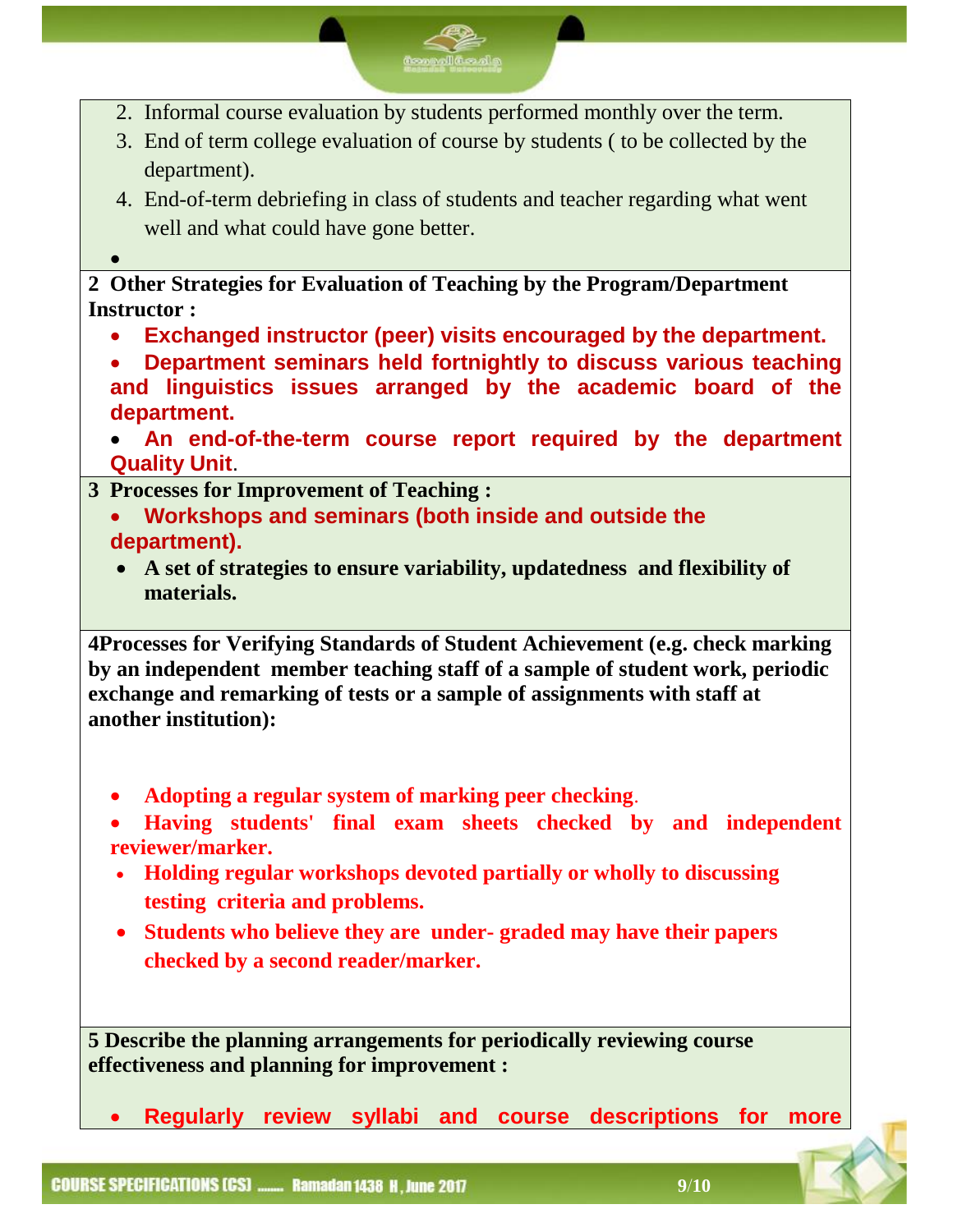2. Informal course evaluation by students performed monthly over the term.
3. End of term college evaluation of course by students ( to be collected by the department).
4. End-of-term debriefing in class of students and teacher regarding what went well and what could have gone better.

**2 Other Strategies for Evaluation of Teaching by the Program/Department Instructor :**

- **Exchanged instructor (peer) visits encouraged by the department.**
- **Department seminars held fortnightly to discuss various teaching and linguistics issues arranged by the academic board of the department.**
- **An end-of-the-term course report required by the department Quality Unit**.

**3 Processes for Improvement of Teaching :**

- **Workshops and seminars (both inside and outside the department).**
- **A set of strategies to ensure variability, updatedness and flexibility of materials.**

**4Processes for Verifying Standards of Student Achievement (e.g. check marking by an independent member teaching staff of a sample of student work, periodic exchange and remarking of tests or a sample of assignments with staff at another institution):**

- **Adopting a regular system of marking peer checking**.
- **Having students' final exam sheets checked by and independent reviewer/marker.**
- **Holding regular workshops devoted partially or wholly to discussing testing criteria and problems.**
- **Students who believe they are under- graded may have their papers checked by a second reader/marker.**

**5 Describe the planning arrangements for periodically reviewing course effectiveness and planning for improvement :**

- **Regularly review syllabi and course descriptions for more**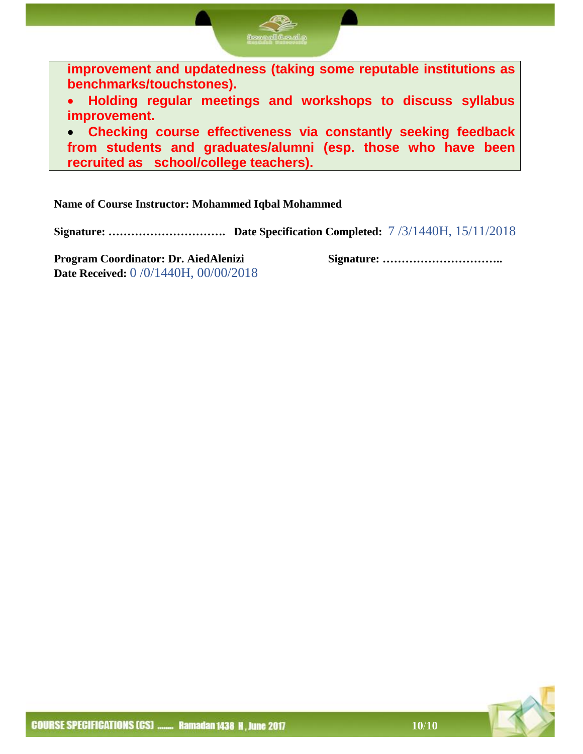**improvement and updatedness (taking some reputable institutions as benchmarks/touchstones).**

- **Holding regular meetings and workshops to discuss syllabus improvement.**
- **Checking course effectiveness via constantly seeking feedback from students and graduates/alumni (esp. those who have been recruited as school/college teachers).**

**Name of Course Instructor: Mohammed Iqbal Mohammed**

**Signature: …………………………. Date Specification Completed:** 7 /3/1440H, 15/11/2018

**Program Coordinator: Dr. AiedAlenizi** **Signature: …………………………..**

**Date Received:** 0 /0/1440H, 00/00/2018